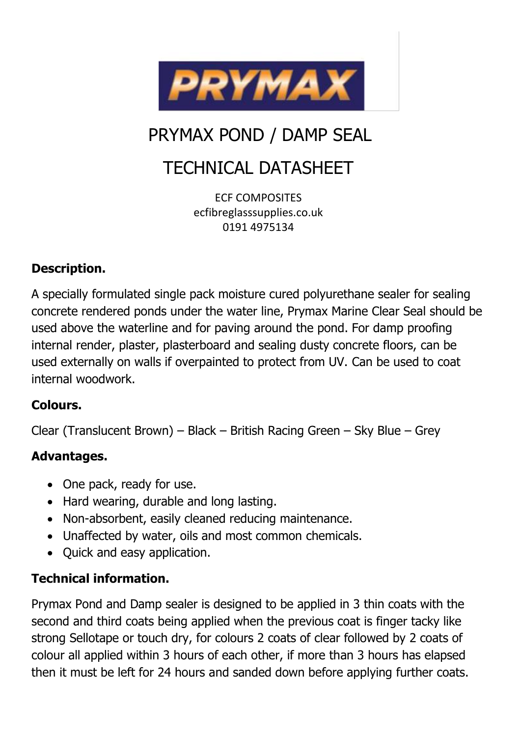# PRYMAX POND / DAMP SEAL

# TECHNICAL DATASHEET

ECF COMPOSITES
ecfibreglasssupplies.co.uk
0191 4975134

**Description.**

A specially formulated single pack moisture cured polyurethane sealer for sealing concrete rendered ponds under the water line, Prymax Marine Clear Seal should be used above the waterline and for paving around the pond. For damp proofing internal render, plaster, plasterboard and sealing dusty concrete floors, can be used externally on walls if overpainted to protect from UV. Can be used to coat internal woodwork.

**Colours.**

Clear (Translucent Brown) – Black – British Racing Green – Sky Blue – Grey

**Advantages.**

- One pack, ready for use.
- Hard wearing, durable and long lasting.
- Non-absorbent, easily cleaned reducing maintenance.
- Unaffected by water, oils and most common chemicals.
- Quick and easy application.

**Technical information.**

Prymax Pond and Damp sealer is designed to be applied in 3 thin coats with the second and third coats being applied when the previous coat is finger tacky like strong Sellotape or touch dry, for colours 2 coats of clear followed by 2 coats of colour all applied within 3 hours of each other, if more than 3 hours has elapsed then it must be left for 24 hours and sanded down before applying further coats.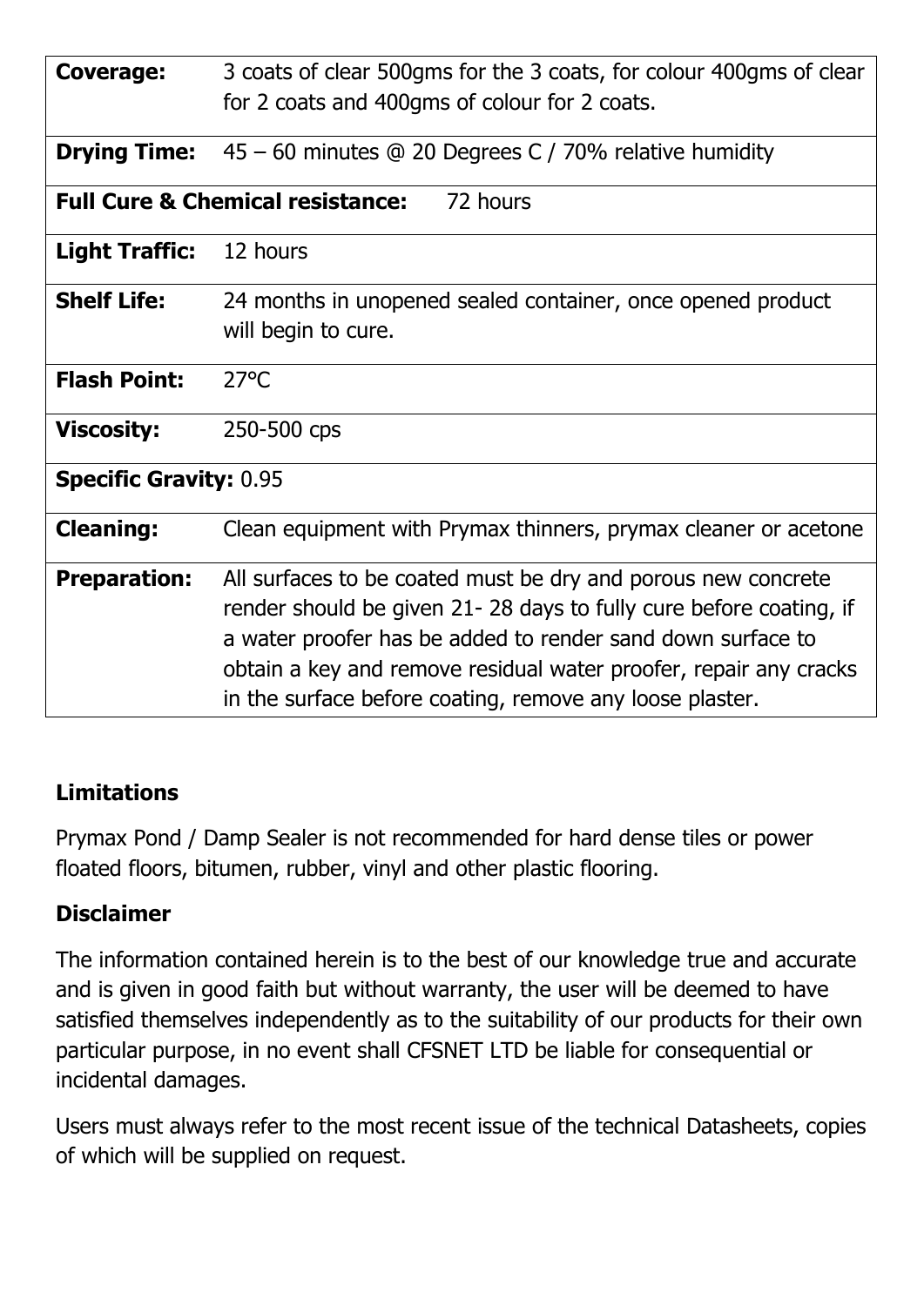| | |
|---|---|
| **Coverage:** | 3 coats of clear 500gms for the 3 coats, for colour 400gms of clear for 2 coats and 400gms of colour for 2 coats. |
| **Drying Time:** | 45 – 60 minutes @ 20 Degrees C / 70% relative humidity |
| **Full Cure & Chemical resistance:** | 72 hours |
| **Light Traffic:** | 12 hours |
| **Shelf Life:** | 24 months in unopened sealed container, once opened product will begin to cure. |
| **Flash Point:** | 27°C |
| **Viscosity:** | 250-500 cps |
| **Specific Gravity:** | 0.95 |
| **Cleaning:** | Clean equipment with Prymax thinners, prymax cleaner or acetone |
| **Preparation:** | All surfaces to be coated must be dry and porous new concrete render should be given 21- 28 days to fully cure before coating, if a water proofer has be added to render sand down surface to obtain a key and remove residual water proofer, repair any cracks in the surface before coating, remove any loose plaster. |

### Limitations

Prymax Pond / Damp Sealer is not recommended for hard dense tiles or power floated floors, bitumen, rubber, vinyl and other plastic flooring.

### Disclaimer

The information contained herein is to the best of our knowledge true and accurate and is given in good faith but without warranty, the user will be deemed to have satisfied themselves independently as to the suitability of our products for their own particular purpose, in no event shall CFSNET LTD be liable for consequential or incidental damages.

Users must always refer to the most recent issue of the technical Datasheets, copies of which will be supplied on request.